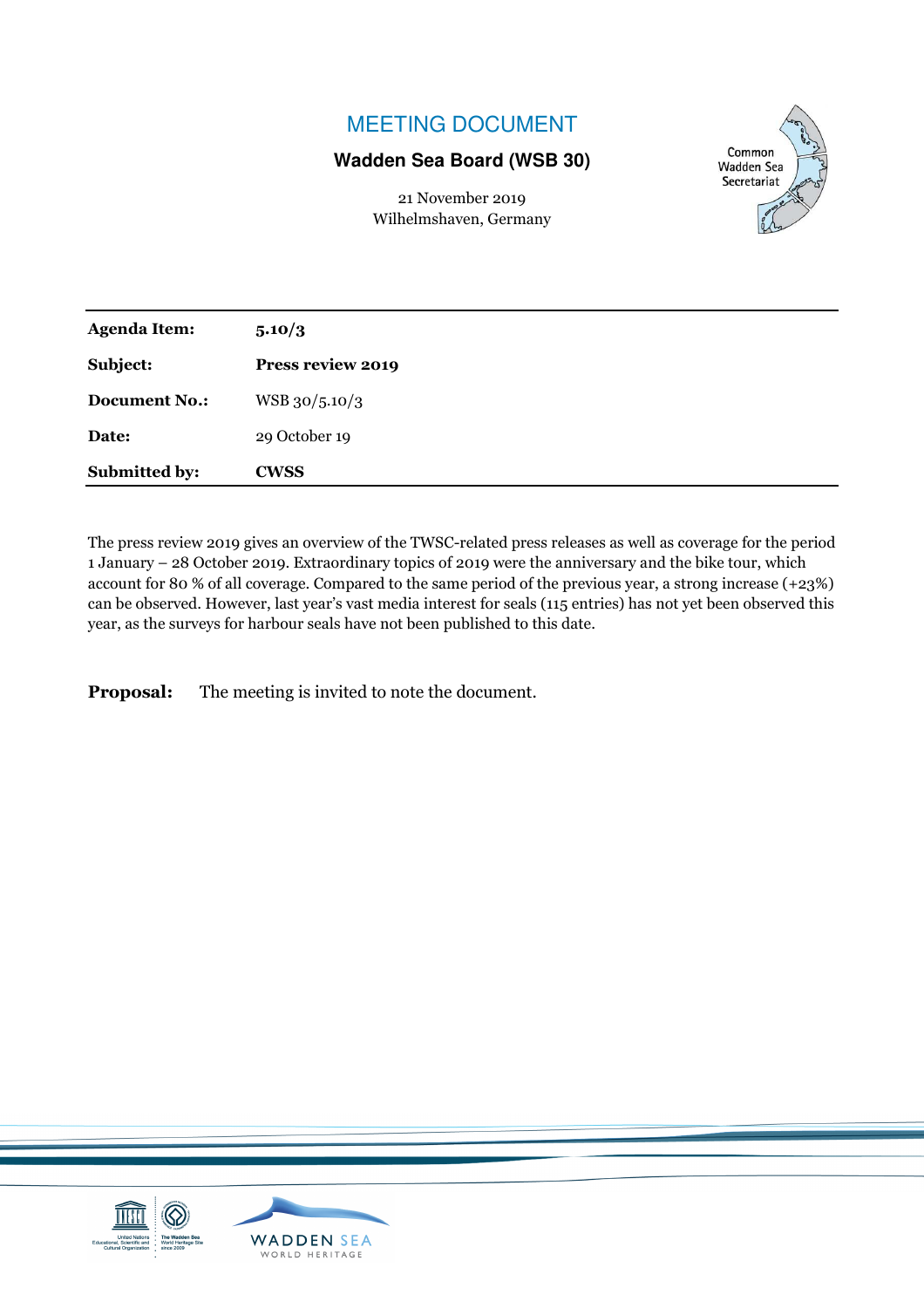# MEETING DOCUMENT

**Wadden Sea Board (WSB 30)**

21 November 2019
Wilhelmshaven, Germany

| | |
|---|---|
| **Agenda Item:** | **5.10/3** |
| **Subject:** | **Press review 2019** |
| **Document No.:** | WSB 30/5.10/3 |
| **Date:** | 29 October 19 |
| **Submitted by:** | **CWSS** |

The press review 2019 gives an overview of the TWSC-related press releases as well as coverage for the period 1 January – 28 October 2019. Extraordinary topics of 2019 were the anniversary and the bike tour, which account for 80 % of all coverage. Compared to the same period of the previous year, a strong increase (+23%) can be observed. However, last year's vast media interest for seals (115 entries) has not yet been observed this year, as the surveys for harbour seals have not been published to this date.

**Proposal:** The meeting is invited to note the document.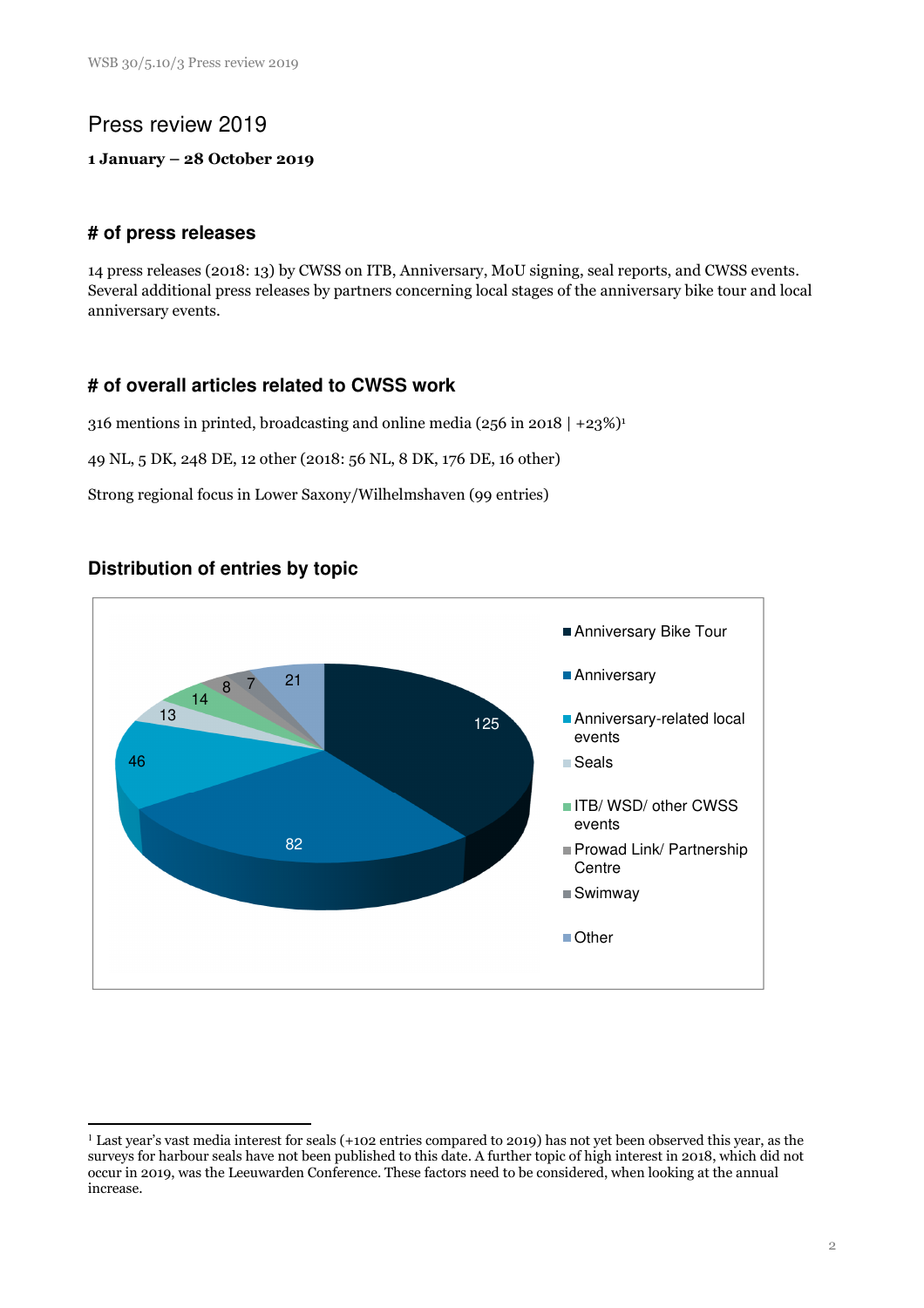# Press review 2019

**1 January – 28 October 2019**

## # of press releases

14 press releases (2018: 13) by CWSS on ITB, Anniversary, MoU signing, seal reports, and CWSS events. Several additional press releases by partners concerning local stages of the anniversary bike tour and local anniversary events.

## # of overall articles related to CWSS work

316 mentions in printed, broadcasting and online media (256 in 2018 | +23%)[1]

49 NL, 5 DK, 248 DE, 12 other (2018: 56 NL, 8 DK, 176 DE, 16 other)

Strong regional focus in Lower Saxony/Wilhelmshaven (99 entries)

## Distribution of entries by topic

125
82
46
13
14
8
7
21

Anniversary Bike Tour
Anniversary
Anniversary-related local events
Seals
ITB/ WSD/ other CWSS events
Prowad Link/ Partnership Centre
Swimway
Other

---

[1] Last year's vast media interest for seals (+102 entries compared to 2019) has not yet been observed this year, as the surveys for harbour seals have not been published to this date. A further topic of high interest in 2018, which did not occur in 2019, was the Leeuwarden Conference. These factors need to be considered, when looking at the annual increase.